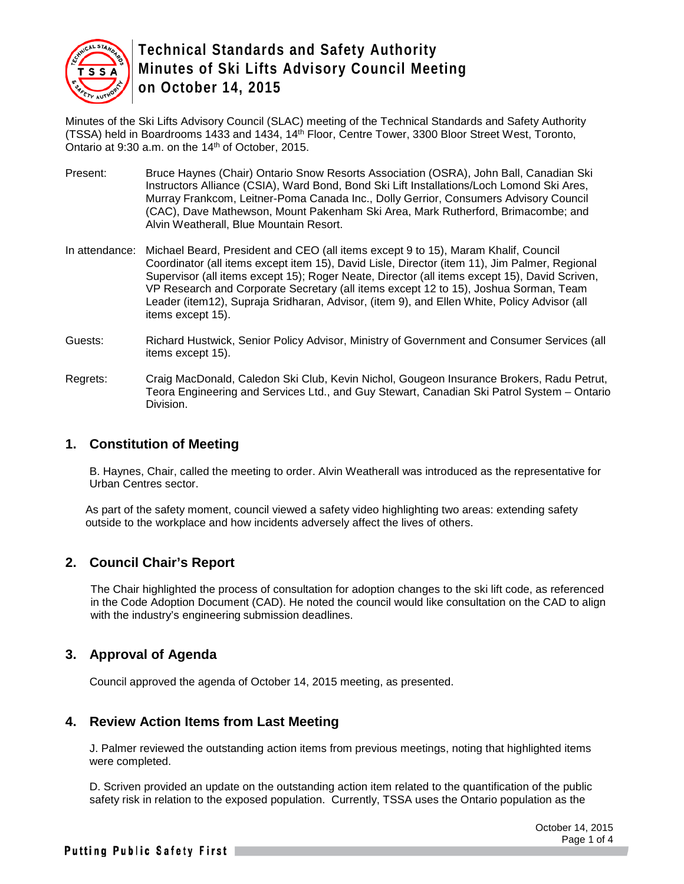# Technical Standards and Safety Authority
# Minutes of Ski Lifts Advisory Council Meeting on October 14, 2015

Minutes of the Ski Lifts Advisory Council (SLAC) meeting of the Technical Standards and Safety Authority (TSSA) held in Boardrooms 1433 and 1434, 14th Floor, Centre Tower, 3300 Bloor Street West, Toronto, Ontario at 9:30 a.m. on the 14th of October, 2015.

Present: Bruce Haynes (Chair) Ontario Snow Resorts Association (OSRA), John Ball, Canadian Ski Instructors Alliance (CSIA), Ward Bond, Bond Ski Lift Installations/Loch Lomond Ski Ares, Murray Frankcom, Leitner-Poma Canada Inc., Dolly Gerrior, Consumers Advisory Council (CAC), Dave Mathewson, Mount Pakenham Ski Area, Mark Rutherford, Brimacombe; and Alvin Weatherall, Blue Mountain Resort.

In attendance: Michael Beard, President and CEO (all items except 9 to 15), Maram Khalif, Council Coordinator (all items except item 15), David Lisle, Director (item 11), Jim Palmer, Regional Supervisor (all items except 15); Roger Neate, Director (all items except 15), David Scriven, VP Research and Corporate Secretary (all items except 12 to 15), Joshua Sorman, Team Leader (item12), Supraja Sridharan, Advisor, (item 9), and Ellen White, Policy Advisor (all items except 15).

Guests: Richard Hustwick, Senior Policy Advisor, Ministry of Government and Consumer Services (all items except 15).

Regrets: Craig MacDonald, Caledon Ski Club, Kevin Nichol, Gougeon Insurance Brokers, Radu Petrut, Teora Engineering and Services Ltd., and Guy Stewart, Canadian Ski Patrol System – Ontario Division.

## 1. Constitution of Meeting

B. Haynes, Chair, called the meeting to order. Alvin Weatherall was introduced as the representative for Urban Centres sector.

As part of the safety moment, council viewed a safety video highlighting two areas: extending safety outside to the workplace and how incidents adversely affect the lives of others.

## 2. Council Chair's Report

The Chair highlighted the process of consultation for adoption changes to the ski lift code, as referenced in the Code Adoption Document (CAD). He noted the council would like consultation on the CAD to align with the industry's engineering submission deadlines.

## 3. Approval of Agenda

Council approved the agenda of October 14, 2015 meeting, as presented.

## 4. Review Action Items from Last Meeting

J. Palmer reviewed the outstanding action items from previous meetings, noting that highlighted items were completed.

D. Scriven provided an update on the outstanding action item related to the quantification of the public safety risk in relation to the exposed population. Currently, TSSA uses the Ontario population as the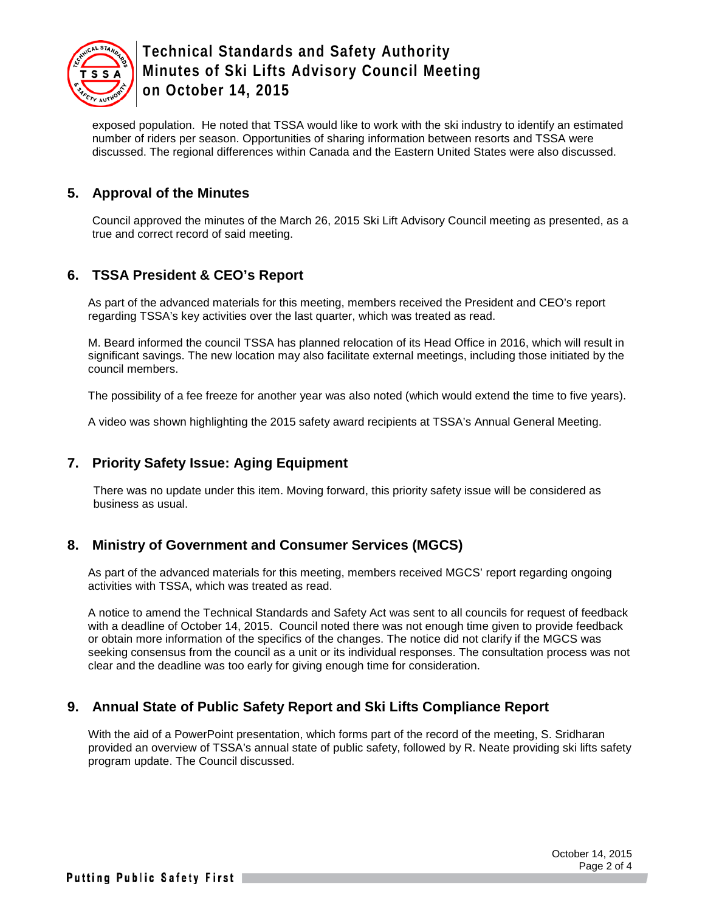exposed population. He noted that TSSA would like to work with the ski industry to identify an estimated number of riders per season. Opportunities of sharing information between resorts and TSSA were discussed. The regional differences within Canada and the Eastern United States were also discussed.

## 5. Approval of the Minutes

Council approved the minutes of the March 26, 2015 Ski Lift Advisory Council meeting as presented, as a true and correct record of said meeting.

## 6. TSSA President & CEO's Report

As part of the advanced materials for this meeting, members received the President and CEO's report regarding TSSA's key activities over the last quarter, which was treated as read.

M. Beard informed the council TSSA has planned relocation of its Head Office in 2016, which will result in significant savings. The new location may also facilitate external meetings, including those initiated by the council members.

The possibility of a fee freeze for another year was also noted (which would extend the time to five years).

A video was shown highlighting the 2015 safety award recipients at TSSA's Annual General Meeting.

## 7. Priority Safety Issue: Aging Equipment

There was no update under this item. Moving forward, this priority safety issue will be considered as business as usual.

## 8. Ministry of Government and Consumer Services (MGCS)

As part of the advanced materials for this meeting, members received MGCS' report regarding ongoing activities with TSSA, which was treated as read.

A notice to amend the Technical Standards and Safety Act was sent to all councils for request of feedback with a deadline of October 14, 2015. Council noted there was not enough time given to provide feedback or obtain more information of the specifics of the changes. The notice did not clarify if the MGCS was seeking consensus from the council as a unit or its individual responses. The consultation process was not clear and the deadline was too early for giving enough time for consideration.

## 9. Annual State of Public Safety Report and Ski Lifts Compliance Report

With the aid of a PowerPoint presentation, which forms part of the record of the meeting, S. Sridharan provided an overview of TSSA's annual state of public safety, followed by R. Neate providing ski lifts safety program update. The Council discussed.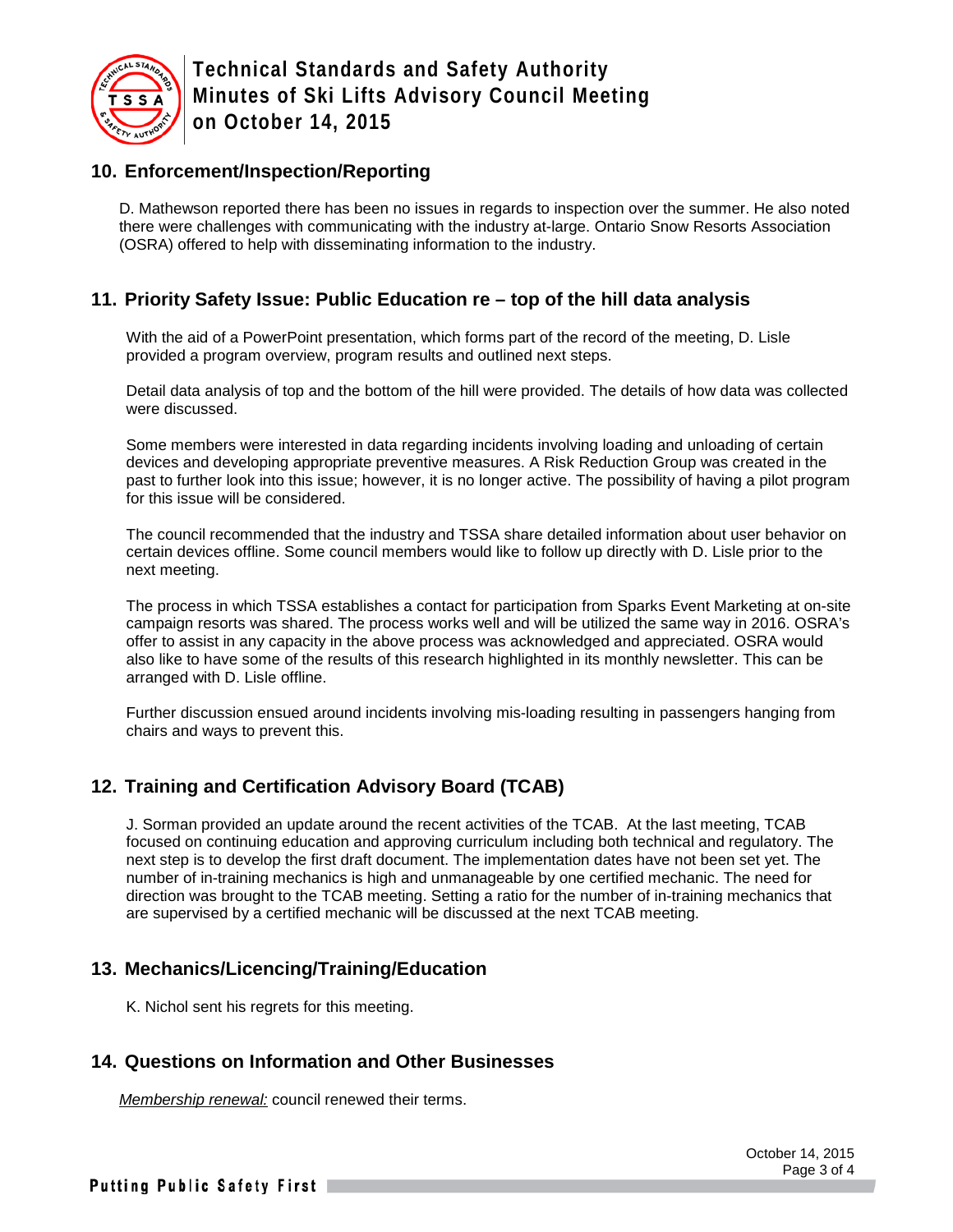## 10. Enforcement/Inspection/Reporting

D. Mathewson reported there has been no issues in regards to inspection over the summer. He also noted there were challenges with communicating with the industry at-large. Ontario Snow Resorts Association (OSRA) offered to help with disseminating information to the industry.

## 11. Priority Safety Issue: Public Education re – top of the hill data analysis

With the aid of a PowerPoint presentation, which forms part of the record of the meeting, D. Lisle provided a program overview, program results and outlined next steps.

Detail data analysis of top and the bottom of the hill were provided. The details of how data was collected were discussed.

Some members were interested in data regarding incidents involving loading and unloading of certain devices and developing appropriate preventive measures. A Risk Reduction Group was created in the past to further look into this issue; however, it is no longer active. The possibility of having a pilot program for this issue will be considered.

The council recommended that the industry and TSSA share detailed information about user behavior on certain devices offline. Some council members would like to follow up directly with D. Lisle prior to the next meeting.

The process in which TSSA establishes a contact for participation from Sparks Event Marketing at on-site campaign resorts was shared. The process works well and will be utilized the same way in 2016. OSRA's offer to assist in any capacity in the above process was acknowledged and appreciated. OSRA would also like to have some of the results of this research highlighted in its monthly newsletter. This can be arranged with D. Lisle offline.

Further discussion ensued around incidents involving mis-loading resulting in passengers hanging from chairs and ways to prevent this.

## 12. Training and Certification Advisory Board (TCAB)

J. Sorman provided an update around the recent activities of the TCAB. At the last meeting, TCAB focused on continuing education and approving curriculum including both technical and regulatory. The next step is to develop the first draft document. The implementation dates have not been set yet. The number of in-training mechanics is high and unmanageable by one certified mechanic. The need for direction was brought to the TCAB meeting. Setting a ratio for the number of in-training mechanics that are supervised by a certified mechanic will be discussed at the next TCAB meeting.

## 13. Mechanics/Licencing/Training/Education

K. Nichol sent his regrets for this meeting.

## 14. Questions on Information and Other Businesses

*Membership renewal:* council renewed their terms.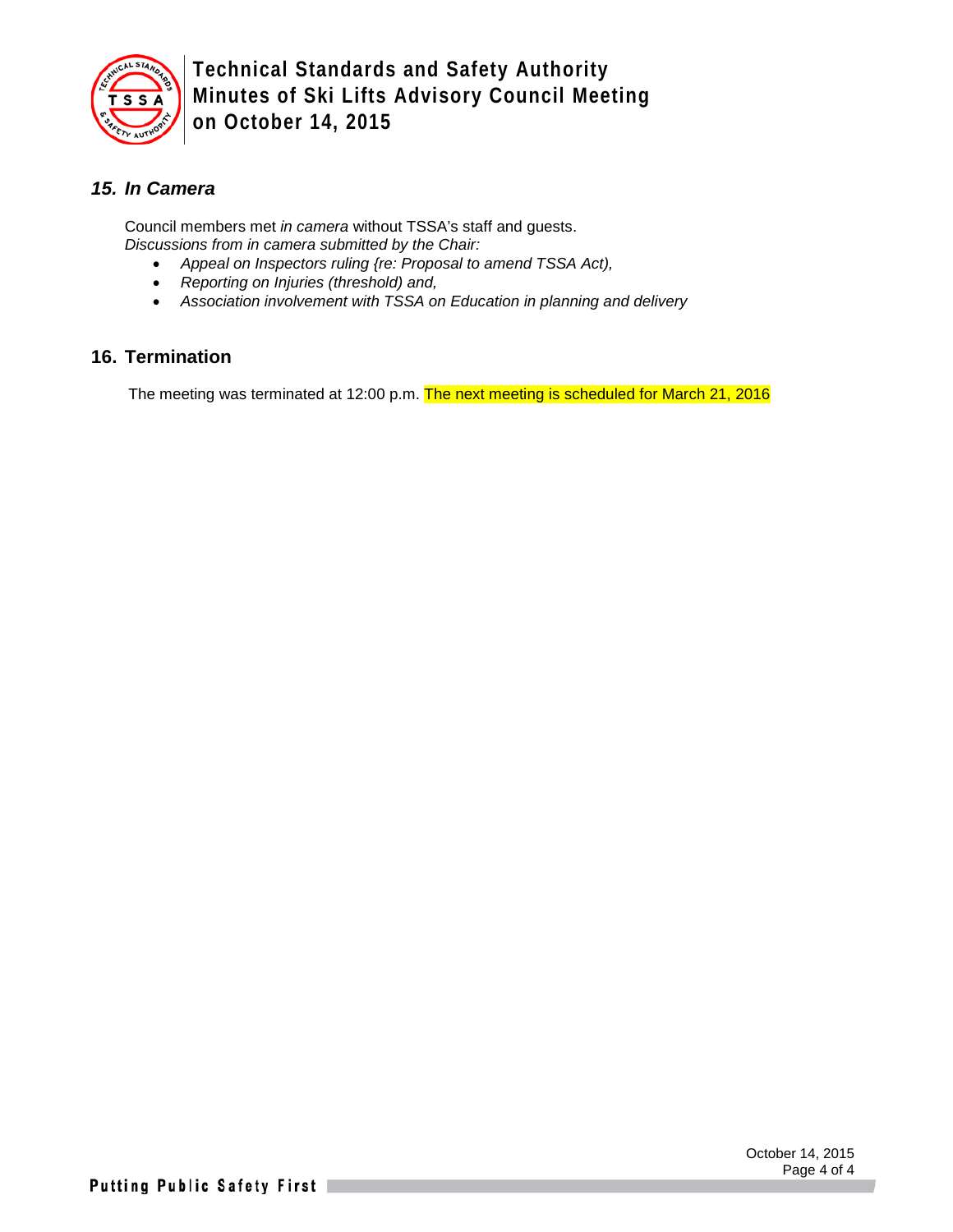### *15. In Camera*

Council members met *in camera* without TSSA's staff and guests.
*Discussions from in camera submitted by the Chair:*

- *Appeal on Inspectors ruling {re: Proposal to amend TSSA Act),*
- *Reporting on Injuries (threshold) and,*
- *Association involvement with TSSA on Education in planning and delivery*

### 16. Termination

The meeting was terminated at 12:00 p.m. The next meeting is scheduled for March 21, 2016